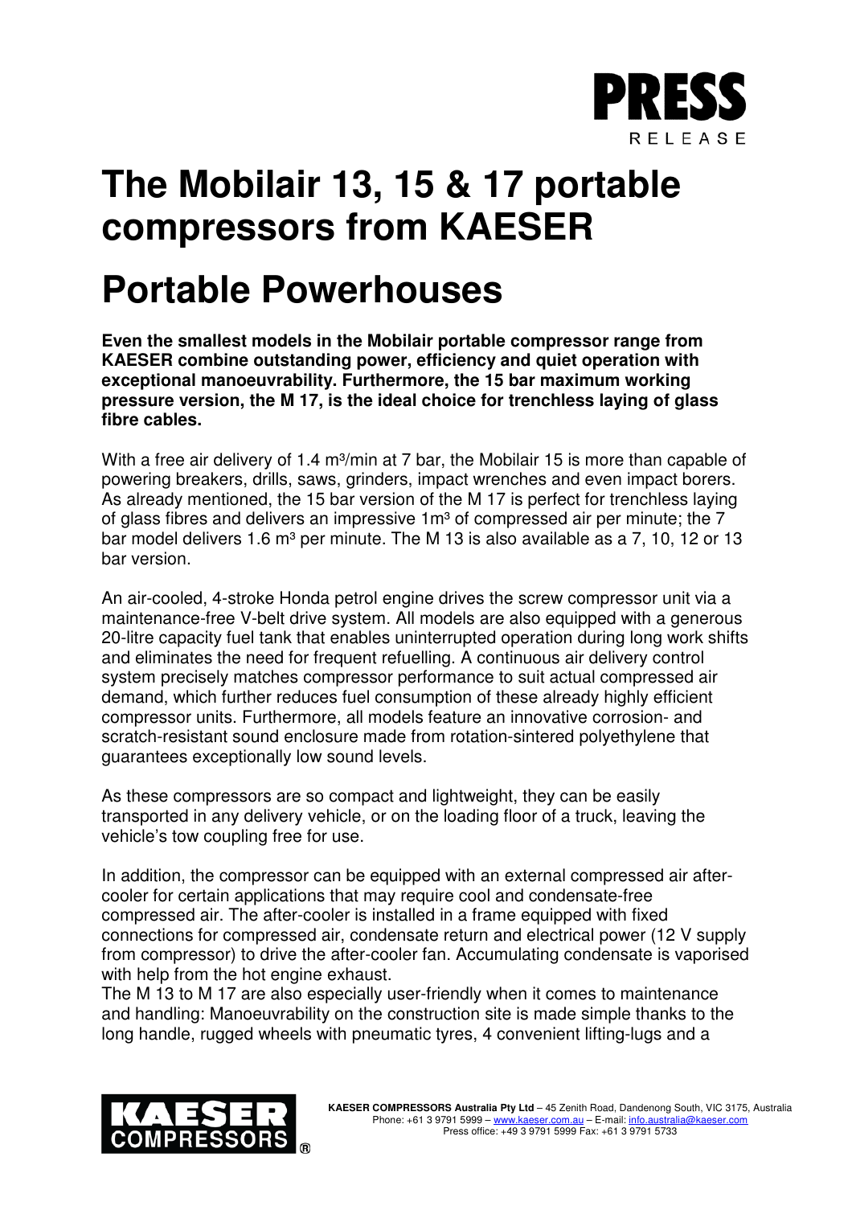PRESS RELEASE

# The Mobilair 13, 15 & 17 portable compressors from KAESER

# Portable Powerhouses

**Even the smallest models in the Mobilair portable compressor range from KAESER combine outstanding power, efficiency and quiet operation with exceptional manoeuvrability. Furthermore, the 15 bar maximum working pressure version, the M 17, is the ideal choice for trenchless laying of glass fibre cables.**

With a free air delivery of 1.4 $m^3$/min at 7 bar, the Mobilair 15 is more than capable of powering breakers, drills, saws, grinders, impact wrenches and even impact borers. As already mentioned, the 15 bar version of the M 17 is perfect for trenchless laying of glass fibres and delivers an impressive 1$m^3$ of compressed air per minute; the 7 bar model delivers 1.6 $m^3$ per minute. The M 13 is also available as a 7, 10, 12 or 13 bar version.

An air-cooled, 4-stroke Honda petrol engine drives the screw compressor unit via a maintenance-free V-belt drive system. All models are also equipped with a generous 20-litre capacity fuel tank that enables uninterrupted operation during long work shifts and eliminates the need for frequent refuelling. A continuous air delivery control system precisely matches compressor performance to suit actual compressed air demand, which further reduces fuel consumption of these already highly efficient compressor units. Furthermore, all models feature an innovative corrosion- and scratch-resistant sound enclosure made from rotation-sintered polyethylene that guarantees exceptionally low sound levels.

As these compressors are so compact and lightweight, they can be easily transported in any delivery vehicle, or on the loading floor of a truck, leaving the vehicle's tow coupling free for use.

In addition, the compressor can be equipped with an external compressed air after-cooler for certain applications that may require cool and condensate-free compressed air. The after-cooler is installed in a frame equipped with fixed connections for compressed air, condensate return and electrical power (12 V supply from compressor) to drive the after-cooler fan. Accumulating condensate is vaporised with help from the hot engine exhaust.
The M 13 to M 17 are also especially user-friendly when it comes to maintenance and handling: Manoeuvrability on the construction site is made simple thanks to the long handle, rugged wheels with pneumatic tyres, 4 convenient lifting-lugs and a

KAESER COMPRESSORS

**KAESER COMPRESSORS Australia Pty Ltd** – 45 Zenith Road, Dandenong South, VIC 3175, Australia
Phone: +61 3 9791 5999 – www.kaeser.com.au – E-mail: info.australia@kaeser.com
Press office: +49 3 9791 5999 Fax: +61 3 9791 5733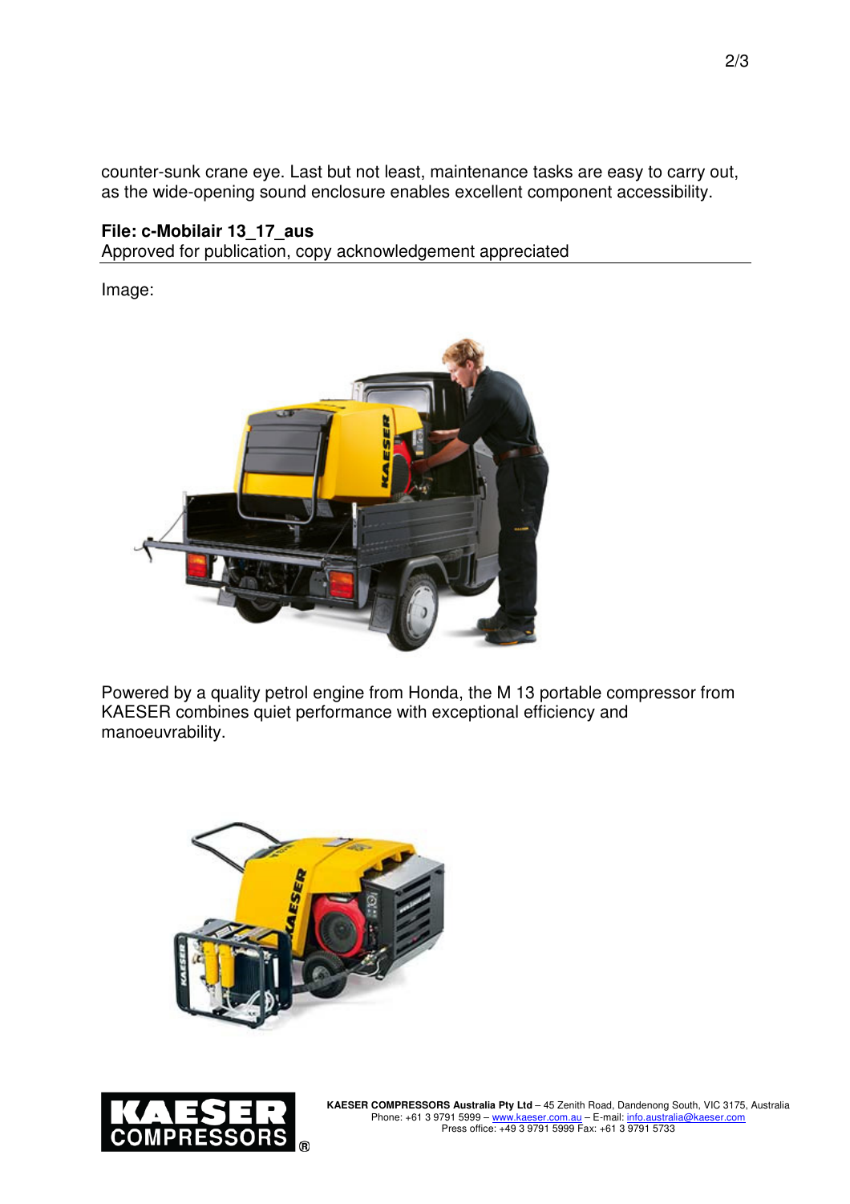counter-sunk crane eye. Last but not least, maintenance tasks are easy to carry out, as the wide-opening sound enclosure enables excellent component accessibility.

**File: c-Mobilair 13_17_aus**
Approved for publication, copy acknowledgement appreciated

Image:

Powered by a quality petrol engine from Honda, the M 13 portable compressor from KAESER combines quiet performance with exceptional efficiency and manoeuvrability.

**KAESER COMPRESSORS Australia Pty Ltd** – 45 Zenith Road, Dandenong South, VIC 3175, Australia
Phone: +61 3 9791 5999 – www.kaeser.com.au – E-mail: info.australia@kaeser.com
Press office: +49 3 9791 5999 Fax: +61 3 9791 5733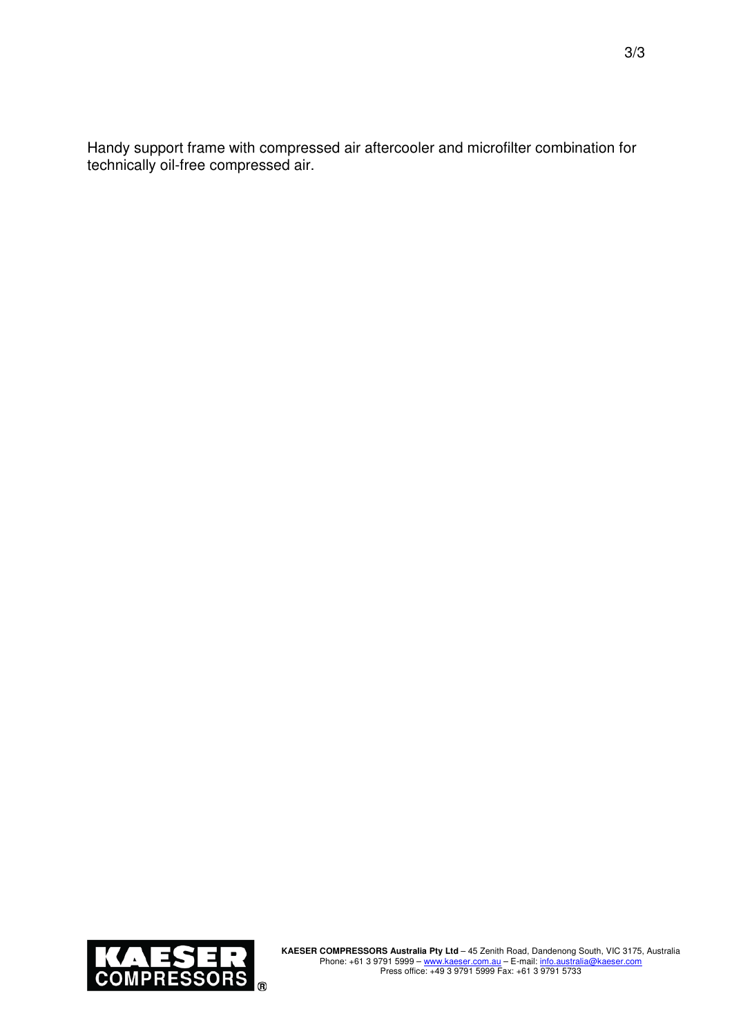Handy support frame with compressed air aftercooler and microfilter combination for technically oil-free compressed air.